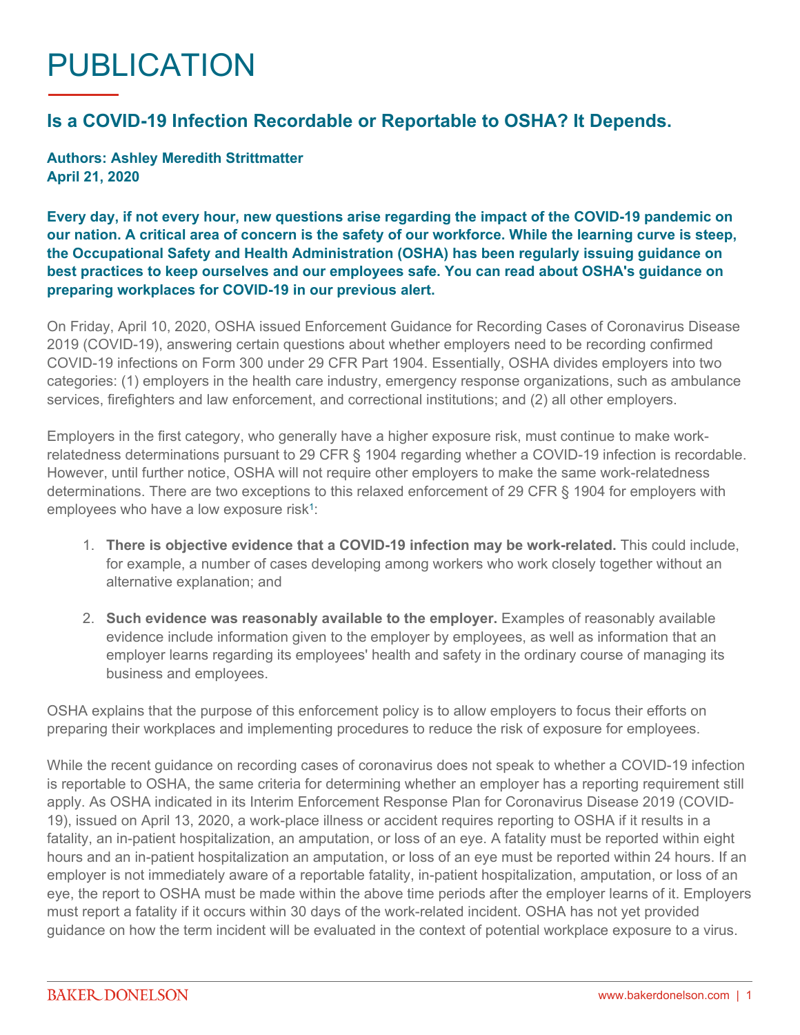# PUBLICATION

## Is a COVID-19 Infection Recordable or Reportable to OSHA? It Depends.

**Authors: Ashley Meredith Strittmatter**
**April 21, 2020**

**Every day, if not every hour, new questions arise regarding the impact of the COVID-19 pandemic on our nation. A critical area of concern is the safety of our workforce. While the learning curve is steep, the Occupational Safety and Health Administration (OSHA) has been regularly issuing guidance on best practices to keep ourselves and our employees safe. You can read about OSHA's guidance on preparing workplaces for COVID-19 in our previous alert.**

On Friday, April 10, 2020, OSHA issued Enforcement Guidance for Recording Cases of Coronavirus Disease 2019 (COVID-19), answering certain questions about whether employers need to be recording confirmed COVID-19 infections on Form 300 under 29 CFR Part 1904. Essentially, OSHA divides employers into two categories: (1) employers in the health care industry, emergency response organizations, such as ambulance services, firefighters and law enforcement, and correctional institutions; and (2) all other employers.

Employers in the first category, who generally have a higher exposure risk, must continue to make work-relatedness determinations pursuant to 29 CFR § 1904 regarding whether a COVID-19 infection is recordable. However, until further notice, OSHA will not require other employers to make the same work-relatedness determinations. There are two exceptions to this relaxed enforcement of 29 CFR § 1904 for employers with employees who have a low exposure risk[1]:

1. **There is objective evidence that a COVID-19 infection may be work-related.** This could include, for example, a number of cases developing among workers who work closely together without an alternative explanation; and
2. **Such evidence was reasonably available to the employer.** Examples of reasonably available evidence include information given to the employer by employees, as well as information that an employer learns regarding its employees' health and safety in the ordinary course of managing its business and employees.

OSHA explains that the purpose of this enforcement policy is to allow employers to focus their efforts on preparing their workplaces and implementing procedures to reduce the risk of exposure for employees.

While the recent guidance on recording cases of coronavirus does not speak to whether a COVID-19 infection is reportable to OSHA, the same criteria for determining whether an employer has a reporting requirement still apply. As OSHA indicated in its Interim Enforcement Response Plan for Coronavirus Disease 2019 (COVID-19), issued on April 13, 2020, a work-place illness or accident requires reporting to OSHA if it results in a fatality, an in-patient hospitalization, an amputation, or loss of an eye. A fatality must be reported within eight hours and an in-patient hospitalization an amputation, or loss of an eye must be reported within 24 hours. If an employer is not immediately aware of a reportable fatality, in-patient hospitalization, amputation, or loss of an eye, the report to OSHA must be made within the above time periods after the employer learns of it. Employers must report a fatality if it occurs within 30 days of the work-related incident. OSHA has not yet provided guidance on how the term incident will be evaluated in the context of potential workplace exposure to a virus.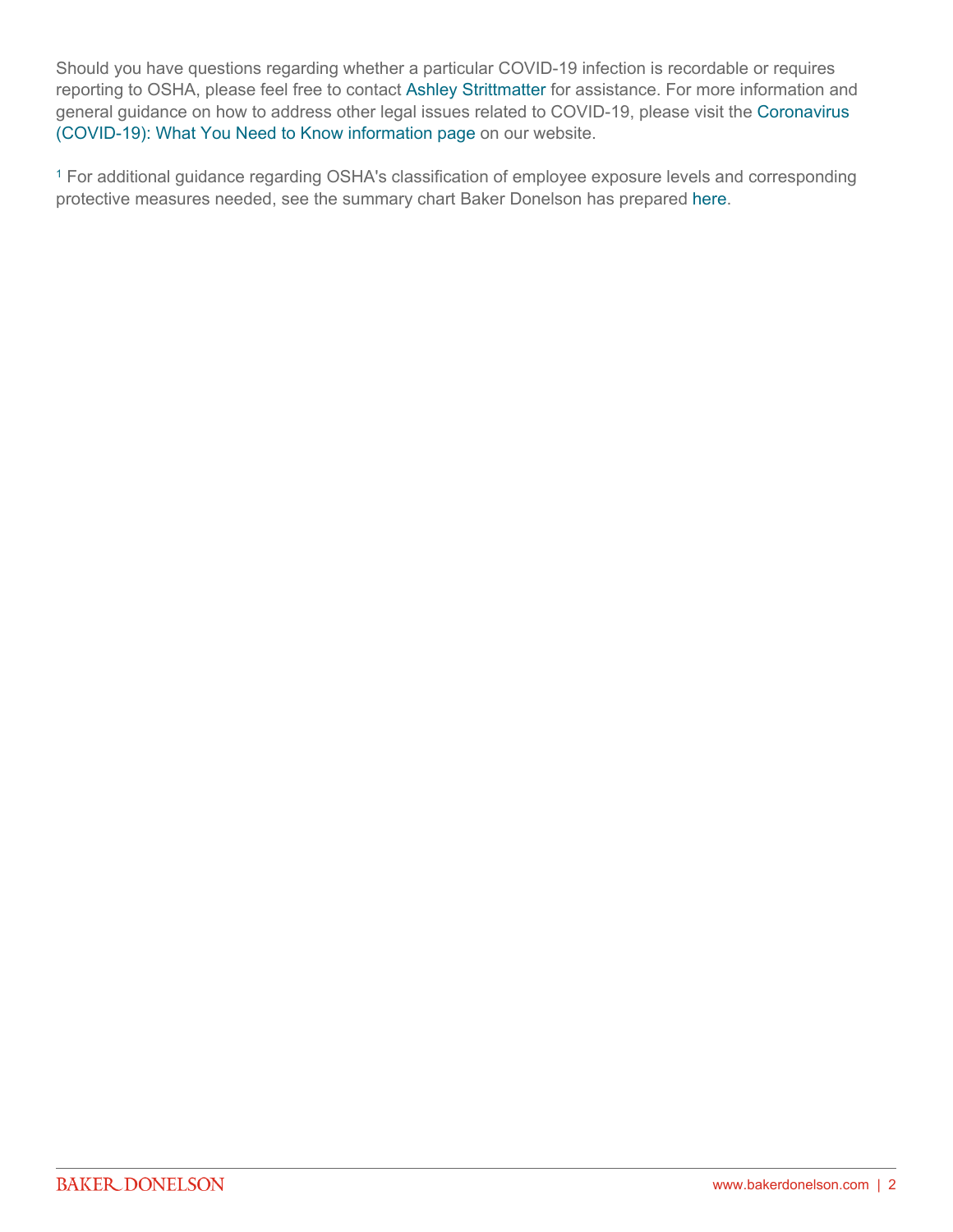Should you have questions regarding whether a particular COVID-19 infection is recordable or requires reporting to OSHA, please feel free to contact Ashley Strittmatter for assistance. For more information and general guidance on how to address other legal issues related to COVID-19, please visit the Coronavirus (COVID-19): What You Need to Know information page on our website.

[1] For additional guidance regarding OSHA's classification of employee exposure levels and corresponding protective measures needed, see the summary chart Baker Donelson has prepared here.